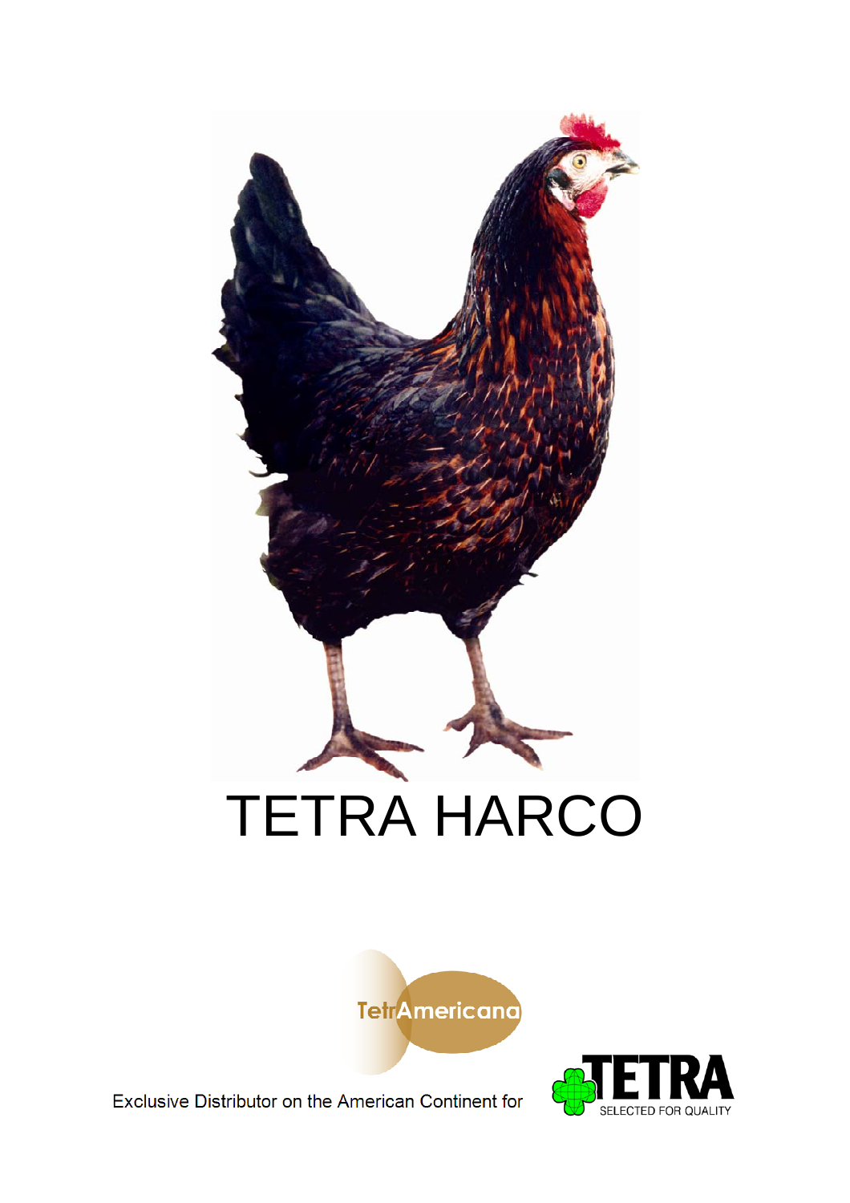# TETRA HARCO

TetrAmericana

Exclusive Distributor on the American Continent for

TETRA

SELECTED FOR QUALITY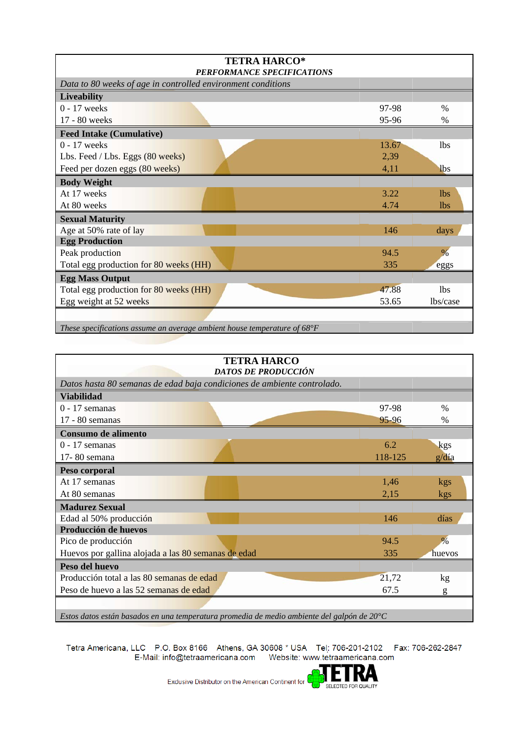| TETRA HARCO* | | |
|---|---|---|
| *PERFORMANCE SPECIFICATIONS* | | |
| *Data to 80 weeks of age in controlled environment conditions* | | |
| **Liveability** | | |
| 0 - 17 weeks | 97-98 | % |
| 17 - 80 weeks | 95-96 | % |
| **Feed Intake (Cumulative)** | | |
| 0 - 17 weeks | 13.67 | lbs |
| Lbs. Feed / Lbs. Eggs (80 weeks) | 2,39 | |
| Feed per dozen eggs (80 weeks) | 4,11 | lbs |
| **Body Weight** | | |
| At 17 weeks | 3.22 | lbs |
| At 80 weeks | 4.74 | lbs |
| **Sexual Maturity** | | |
| Age at 50% rate of lay | 146 | days |
| **Egg Production** | | |
| Peak production | 94.5 | % |
| Total egg production for 80 weeks (HH) | 335 | eggs |
| **Egg Mass Output** | | |
| Total egg production for 80 weeks (HH) | 47.88 | lbs |
| Egg weight at 52 weeks | 53.65 | lbs/case |
| *These specifications assume an average ambient house temperature of 68°F* | | |

| TETRA HARCO | | |
|---|---|---|
| *DATOS DE PRODUCCIÓN* | | |
| *Datos hasta 80 semanas de edad baja condiciones de ambiente controlado.* | | |
| **Viabilidad** | | |
| 0 - 17 semanas | 97-98 | % |
| 17 - 80 semanas | 95-96 | % |
| **Consumo de alimento** | | |
| 0 - 17 semanas | 6.2 | kgs |
| 17- 80 semana | 118-125 | g/día |
| **Peso corporal** | | |
| At 17 semanas | 1,46 | kgs |
| At 80 semanas | 2,15 | kgs |
| **Madurez Sexual** | | |
| Edad al 50% producción | 146 | días |
| **Producción de huevos** | | |
| Pico de producción | 94.5 | % |
| Huevos por gallina alojada a las 80 semanas de edad | 335 | huevos |
| **Peso del huevo** | | |
| Producción total a las 80 semanas de edad | 21,72 | kg |
| Peso de huevo a las 52 semanas de edad | 67.5 | g |
| *Estos datos están basados en una temperatura promedia de medio ambiente del galpón de 20°C* | | |

Tetra Americana, LLC P.O. Box 8166 Athens, GA 30608 * USA Tel: 706-201-2102 Fax: 706-262-2847
E-Mail: info@tetraamericana.com Website: www.tetraamericana.com

Exclusive Distributor on the American Continent for TETRA SELECTED FOR QUALITY